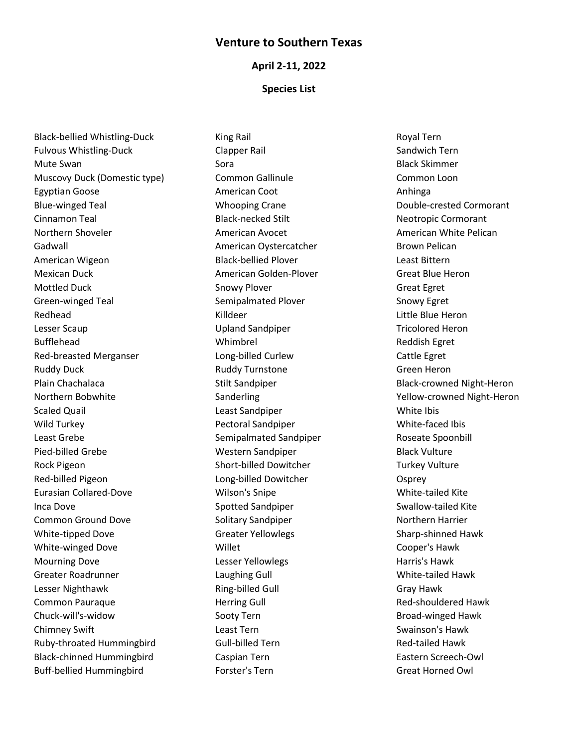# Venture to Southern Texas

## April 2-11, 2022

### Species List

Black-bellied Whistling-Duck
Fulvous Whistling-Duck
Mute Swan
Muscovy Duck (Domestic type)
Egyptian Goose
Blue-winged Teal
Cinnamon Teal
Northern Shoveler
Gadwall
American Wigeon
Mexican Duck
Mottled Duck
Green-winged Teal
Redhead
Lesser Scaup
Bufflehead
Red-breasted Merganser
Ruddy Duck
Plain Chachalaca
Northern Bobwhite
Scaled Quail
Wild Turkey
Least Grebe
Pied-billed Grebe
Rock Pigeon
Red-billed Pigeon
Eurasian Collared-Dove
Inca Dove
Common Ground Dove
White-tipped Dove
White-winged Dove
Mourning Dove
Greater Roadrunner
Lesser Nighthawk
Common Pauraque
Chuck-will's-widow
Chimney Swift
Ruby-throated Hummingbird
Black-chinned Hummingbird
Buff-bellied Hummingbird

King Rail
Clapper Rail
Sora
Common Gallinule
American Coot
Whooping Crane
Black-necked Stilt
American Avocet
American Oystercatcher
Black-bellied Plover
American Golden-Plover
Snowy Plover
Semipalmated Plover
Killdeer
Upland Sandpiper
Whimbrel
Long-billed Curlew
Ruddy Turnstone
Stilt Sandpiper
Sanderling
Least Sandpiper
Pectoral Sandpiper
Semipalmated Sandpiper
Western Sandpiper
Short-billed Dowitcher
Long-billed Dowitcher
Wilson's Snipe
Spotted Sandpiper
Solitary Sandpiper
Greater Yellowlegs
Willet
Lesser Yellowlegs
Laughing Gull
Ring-billed Gull
Herring Gull
Sooty Tern
Least Tern
Gull-billed Tern
Caspian Tern
Forster's Tern

Royal Tern
Sandwich Tern
Black Skimmer
Common Loon
Anhinga
Double-crested Cormorant
Neotropic Cormorant
American White Pelican
Brown Pelican
Least Bittern
Great Blue Heron
Great Egret
Snowy Egret
Little Blue Heron
Tricolored Heron
Reddish Egret
Cattle Egret
Green Heron
Black-crowned Night-Heron
Yellow-crowned Night-Heron
White Ibis
White-faced Ibis
Roseate Spoonbill
Black Vulture
Turkey Vulture
Osprey
White-tailed Kite
Swallow-tailed Kite
Northern Harrier
Sharp-shinned Hawk
Cooper's Hawk
Harris's Hawk
White-tailed Hawk
Gray Hawk
Red-shouldered Hawk
Broad-winged Hawk
Swainson's Hawk
Red-tailed Hawk
Eastern Screech-Owl
Great Horned Owl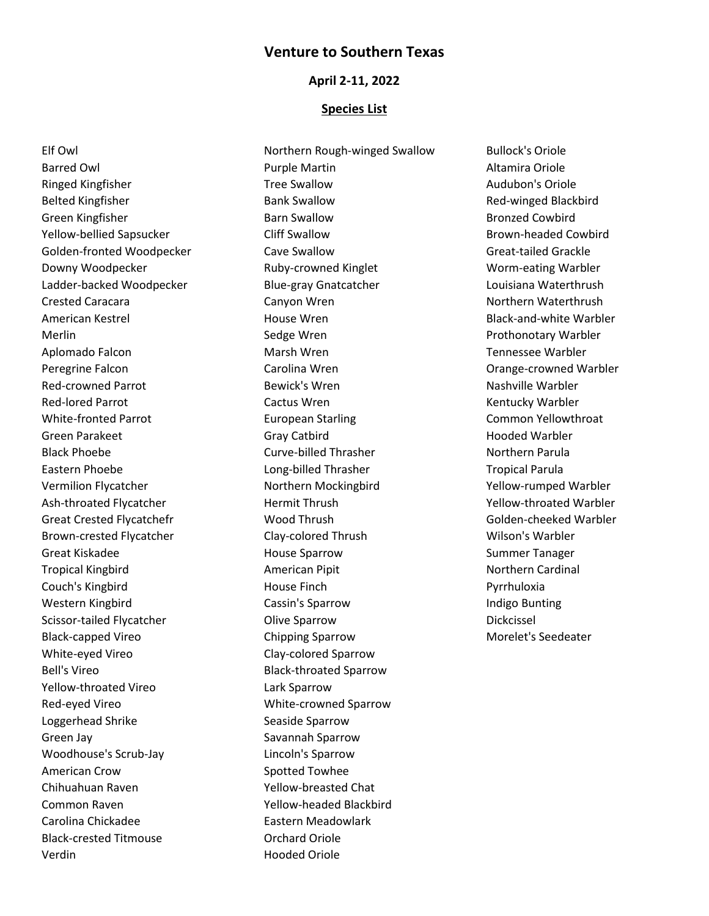# Venture to Southern Texas

## April 2-11, 2022

### Species List

Elf Owl
Barred Owl
Ringed Kingfisher
Belted Kingfisher
Green Kingfisher
Yellow-bellied Sapsucker
Golden-fronted Woodpecker
Downy Woodpecker
Ladder-backed Woodpecker
Crested Caracara
American Kestrel
Merlin
Aplomado Falcon
Peregrine Falcon
Red-crowned Parrot
Red-lored Parrot
White-fronted Parrot
Green Parakeet
Black Phoebe
Eastern Phoebe
Vermilion Flycatcher
Ash-throated Flycatcher
Great Crested Flycatchefr
Brown-crested Flycatcher
Great Kiskadee
Tropical Kingbird
Couch's Kingbird
Western Kingbird
Scissor-tailed Flycatcher
Black-capped Vireo
White-eyed Vireo
Bell's Vireo
Yellow-throated Vireo
Red-eyed Vireo
Loggerhead Shrike
Green Jay
Woodhouse's Scrub-Jay
American Crow
Chihuahuan Raven
Common Raven
Carolina Chickadee
Black-crested Titmouse
Verdin
Northern Rough-winged Swallow
Purple Martin
Tree Swallow
Bank Swallow
Barn Swallow
Cliff Swallow
Cave Swallow
Ruby-crowned Kinglet
Blue-gray Gnatcatcher
Canyon Wren
House Wren
Sedge Wren
Marsh Wren
Carolina Wren
Bewick's Wren
Cactus Wren
European Starling
Gray Catbird
Curve-billed Thrasher
Long-billed Thrasher
Northern Mockingbird
Hermit Thrush
Wood Thrush
Clay-colored Thrush
House Sparrow
American Pipit
House Finch
Cassin's Sparrow
Olive Sparrow
Chipping Sparrow
Clay-colored Sparrow
Black-throated Sparrow
Lark Sparrow
White-crowned Sparrow
Seaside Sparrow
Savannah Sparrow
Lincoln's Sparrow
Spotted Towhee
Yellow-breasted Chat
Yellow-headed Blackbird
Eastern Meadowlark
Orchard Oriole
Hooded Oriole
Bullock's Oriole
Altamira Oriole
Audubon's Oriole
Red-winged Blackbird
Bronzed Cowbird
Brown-headed Cowbird
Great-tailed Grackle
Worm-eating Warbler
Louisiana Waterthrush
Northern Waterthrush
Black-and-white Warbler
Prothonotary Warbler
Tennessee Warbler
Orange-crowned Warbler
Nashville Warbler
Kentucky Warbler
Common Yellowthroat
Hooded Warbler
Northern Parula
Tropical Parula
Yellow-rumped Warbler
Yellow-throated Warbler
Golden-cheeked Warbler
Wilson's Warbler
Summer Tanager
Northern Cardinal
Pyrrhuloxia
Indigo Bunting
Dickcissel
Morelet's Seedeater